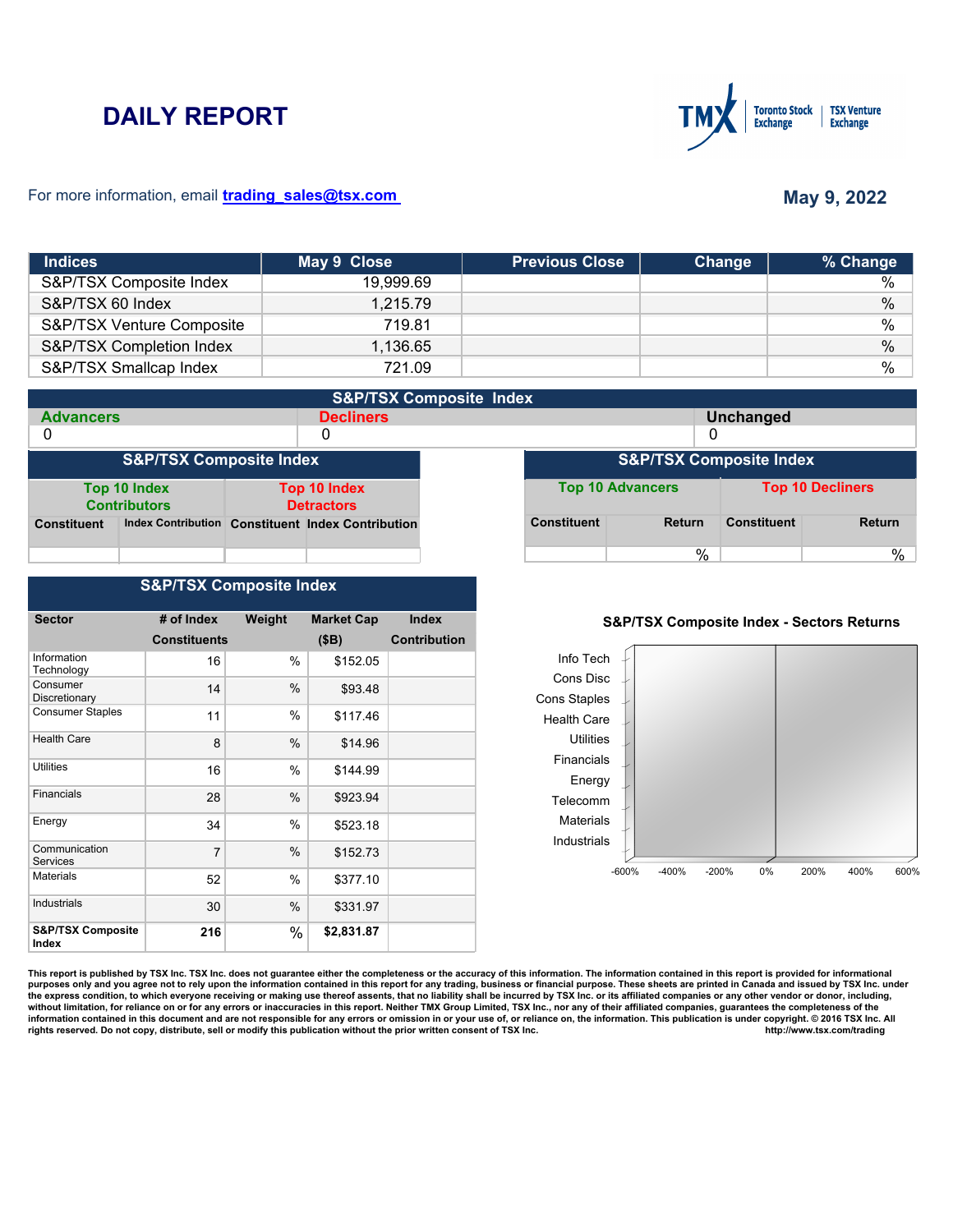# DAILY REPORT

For more information, email trading_sales@tsx.com

**May 9, 2022**

| Indices | May 9 Close | Previous Close | Change | % Change |
|---|---|---|---|---|
| S&P/TSX Composite Index | 19,999.69 | | | % |
| S&P/TSX 60 Index | 1,215.79 | | | % |
| S&P/TSX Venture Composite | 719.81 | | | % |
| S&P/TSX Completion Index | 1,136.65 | | | % |
| S&P/TSX Smallcap Index | 721.09 | | | % |

## S&P/TSX Composite Index

| Advancers | Decliners | Unchanged |
|---|---|---|
| 0 | 0 | 0 |

## S&P/TSX Composite Index

| Top 10 Index Contributors | | Top 10 Index Detractors | |
|---|---|---|---|
| Constituent | Index Contribution | Constituent | Index Contribution |
| | | | |

## S&P/TSX Composite Index

| Top 10 Advancers | | Top 10 Decliners | |
|---|---|---|---|
| Constituent | Return | Constituent | Return |
| | % | | % |

## S&P/TSX Composite Index

| Sector | # of Index Constituents | Weight | Market Cap ($B) | Index Contribution |
|---|---|---|---|---|
| Information Technology | 16 | % | $152.05 | |
| Consumer Discretionary | 14 | % | $93.48 | |
| Consumer Staples | 11 | % | $117.46 | |
| Health Care | 8 | % | $14.96 | |
| Utilities | 16 | % | $144.99 | |
| Financials | 28 | % | $923.94 | |
| Energy | 34 | % | $523.18 | |
| Communication Services | 7 | % | $152.73 | |
| Materials | 52 | % | $377.10 | |
| Industrials | 30 | % | $331.97 | |
| **S&P/TSX Composite Index** | **216** | % | **$2,831.87** | |

**S&P/TSX Composite Index - Sectors Returns**

Info Tech
Cons Disc
Cons Staples
Health Care
Utilities
Financials
Energy
Telecomm
Materials
Industrials

-600% -400% -200% 0% 200% 400% 600%

**This report is published by TSX Inc. TSX Inc. does not guarantee either the completeness or the accuracy of this information. The information contained in this report is provided for informational purposes only and you agree not to rely upon the information contained in this report for any trading, business or financial purpose. These sheets are printed in Canada and issued by TSX Inc. under the express condition, to which everyone receiving or making use thereof assents, that no liability shall be incurred by TSX Inc. or its affiliated companies or any other vendor or donor, including, without limitation, for reliance on or for any errors or inaccuracies in this report. Neither TMX Group Limited, TSX Inc., nor any of their affiliated companies, guarantees the completeness of the information contained in this document and are not responsible for any errors or omission in or your use of, or reliance on, the information. This publication is under copyright. © 2016 TSX Inc. All rights reserved. Do not copy, distribute, sell or modify this publication without the prior written consent of TSX Inc.** http://www.tsx.com/trading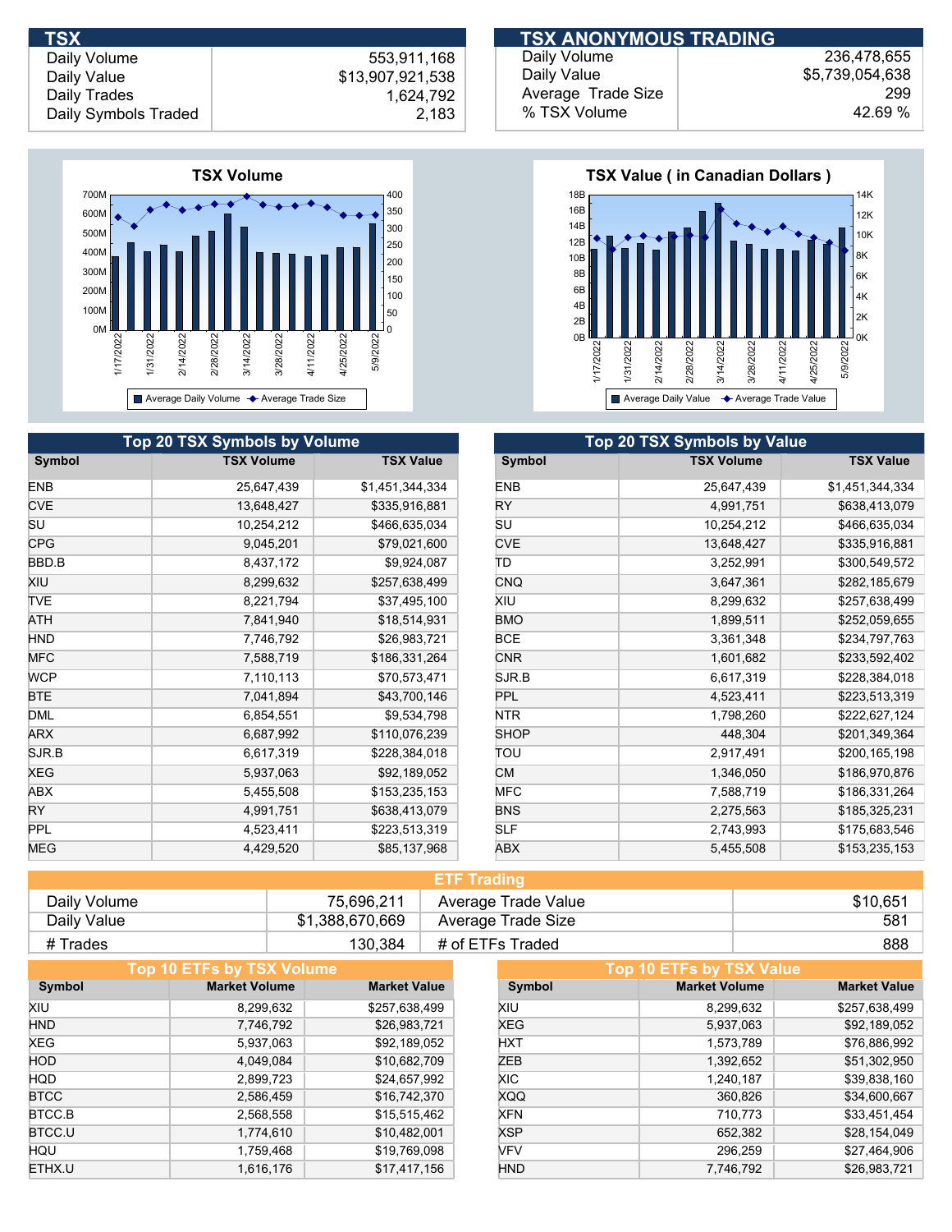## TSX

| | |
|---|---|
| Daily Volume | 553,911,168 |
| Daily Value | $13,907,921,538 |
| Daily Trades | 1,624,792 |
| Daily Symbols Traded | 2,183 |

## TSX ANONYMOUS TRADING

| | |
|---|---|
| Daily Volume | 236,478,655 |
| Daily Value | $5,739,054,638 |
| Average Trade Size | 299 |
| % TSX Volume | 42.69 % |

**TSX Volume**

700M 600M 500M 400M 300M 200M 100M 0M

400 350 300 250 200 150 100 50 0

1/17/2022 1/31/2022 2/14/2022 2/28/2022 3/14/2022 3/28/2022 4/11/2022 4/25/2022 5/9/2022

Average Daily Volume — Average Trade Size

**TSX Value ( in Canadian Dollars )**

18B 16B 14B 12B 10B 8B 6B 4B 2B 0B

14K 12K 10K 8K 6K 4K 2K 0K

1/17/2022 1/31/2022 2/14/2022 2/28/2022 3/14/2022 3/28/2022 4/11/2022 4/25/2022 5/9/2022

Average Daily Value — Average Trade Value

## Top 20 TSX Symbols by Volume

| Symbol | TSX Volume | TSX Value |
|---|---|---|
| ENB | 25,647,439 | $1,451,344,334 |
| CVE | 13,648,427 | $335,916,881 |
| SU | 10,254,212 | $466,635,034 |
| CPG | 9,045,201 | $79,021,600 |
| BBD.B | 8,437,172 | $9,924,087 |
| XIU | 8,299,632 | $257,638,499 |
| TVE | 8,221,794 | $37,495,100 |
| ATH | 7,841,940 | $18,514,931 |
| HND | 7,746,792 | $26,983,721 |
| MFC | 7,588,719 | $186,331,264 |
| WCP | 7,110,113 | $70,573,471 |
| BTE | 7,041,894 | $43,700,146 |
| DML | 6,854,551 | $9,534,798 |
| ARX | 6,687,992 | $110,076,239 |
| SJR.B | 6,617,319 | $228,384,018 |
| XEG | 5,937,063 | $92,189,052 |
| ABX | 5,455,508 | $153,235,153 |
| RY | 4,991,751 | $638,413,079 |
| PPL | 4,523,411 | $223,513,319 |
| MEG | 4,429,520 | $85,137,968 |

## Top 20 TSX Symbols by Value

| Symbol | TSX Volume | TSX Value |
|---|---|---|
| ENB | 25,647,439 | $1,451,344,334 |
| RY | 4,991,751 | $638,413,079 |
| SU | 10,254,212 | $466,635,034 |
| CVE | 13,648,427 | $335,916,881 |
| TD | 3,252,991 | $300,549,572 |
| CNQ | 3,647,361 | $282,185,679 |
| XIU | 8,299,632 | $257,638,499 |
| BMO | 1,899,511 | $252,059,655 |
| BCE | 3,361,348 | $234,797,763 |
| CNR | 1,601,682 | $233,592,402 |
| SJR.B | 6,617,319 | $228,384,018 |
| PPL | 4,523,411 | $223,513,319 |
| NTR | 1,798,260 | $222,627,124 |
| SHOP | 448,304 | $201,349,364 |
| TOU | 2,917,491 | $200,165,198 |
| CM | 1,346,050 | $186,970,876 |
| MFC | 7,588,719 | $186,331,264 |
| BNS | 2,275,563 | $185,325,231 |
| SLF | 2,743,993 | $175,683,546 |
| ABX | 5,455,508 | $153,235,153 |

## ETF Trading

| | | | |
|---|---|---|---|
| Daily Volume | 75,696,211 | Average Trade Value | $10,651 |
| Daily Value | $1,388,670,669 | Average Trade Size | 581 |
| # Trades | 130,384 | # of ETFs Traded | 888 |

## Top 10 ETFs by TSX Volume

| Symbol | Market Volume | Market Value |
|---|---|---|
| XIU | 8,299,632 | $257,638,499 |
| HND | 7,746,792 | $26,983,721 |
| XEG | 5,937,063 | $92,189,052 |
| HOD | 4,049,084 | $10,682,709 |
| HQD | 2,899,723 | $24,657,992 |
| BTCC | 2,586,459 | $16,742,370 |
| BTCC.B | 2,568,558 | $15,515,462 |
| BTCC.U | 1,774,610 | $10,482,001 |
| HQU | 1,759,468 | $19,769,098 |
| ETHX.U | 1,616,176 | $17,417,156 |

## Top 10 ETFs by TSX Value

| Symbol | Market Volume | Market Value |
|---|---|---|
| XIU | 8,299,632 | $257,638,499 |
| XEG | 5,937,063 | $92,189,052 |
| HXT | 1,573,789 | $76,886,992 |
| ZEB | 1,392,652 | $51,302,950 |
| XIC | 1,240,187 | $39,838,160 |
| XQQ | 360,826 | $34,600,667 |
| XFN | 710,773 | $33,451,454 |
| XSP | 652,382 | $28,154,049 |
| VFV | 296,259 | $27,464,906 |
| HND | 7,746,792 | $26,983,721 |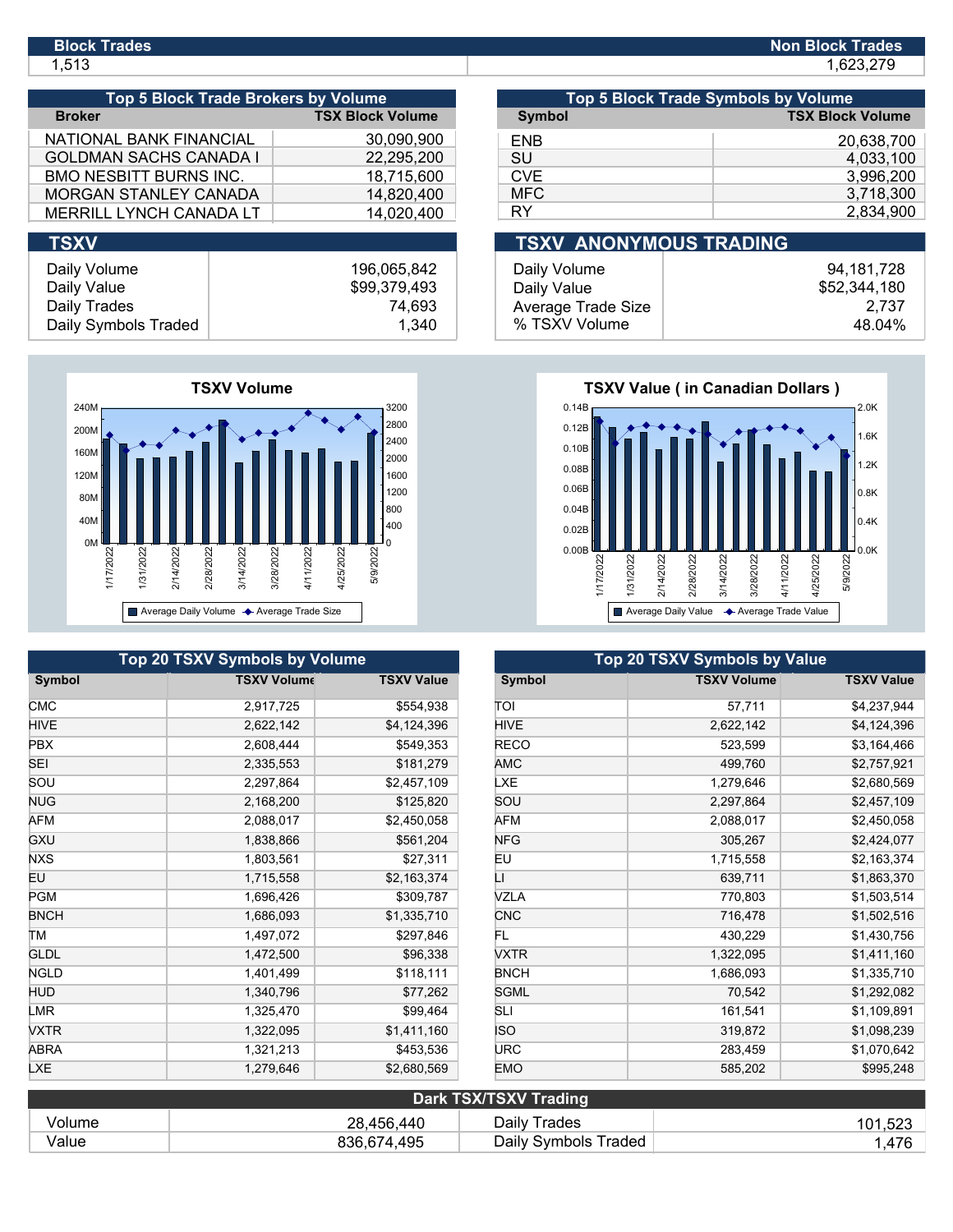| Block Trades | Non Block Trades |
|---|---|
| 1,513 | 1,623,279 |

## Top 5 Block Trade Brokers by Volume

| Broker | TSX Block Volume |
|---|---|
| NATIONAL BANK FINANCIAL | 30,090,900 |
| GOLDMAN SACHS CANADA I | 22,295,200 |
| BMO NESBITT BURNS INC. | 18,715,600 |
| MORGAN STANLEY CANADA | 14,820,400 |
| MERRILL LYNCH CANADA LT | 14,020,400 |

## Top 5 Block Trade Symbols by Volume

| Symbol | TSX Block Volume |
|---|---|
| ENB | 20,638,700 |
| SU | 4,033,100 |
| CVE | 3,996,200 |
| MFC | 3,718,300 |
| RY | 2,834,900 |

## TSXV

| | |
|---|---|
| Daily Volume | 196,065,842 |
| Daily Value | $99,379,493 |
| Daily Trades | 74,693 |
| Daily Symbols Traded | 1,340 |

## TSXV ANONYMOUS TRADING

| | |
|---|---|
| Daily Volume | 94,181,728 |
| Daily Value | $52,344,180 |
| Average Trade Size | 2,737 |
| % TSXV Volume | 48.04% |

TSXV Volume

240M 200M 160M 120M 80M 40M 0M

3200 2800 2400 2000 1600 1200 800 400 0

1/17/2022 1/31/2022 2/14/2022 2/28/2022 3/14/2022 3/28/2022 4/11/2022 4/25/2022 5/9/2022

Average Daily Volume · Average Trade Size

TSXV Value ( in Canadian Dollars )

0.14B 0.12B 0.10B 0.08B 0.06B 0.04B 0.02B 0.00B

2.0K 1.6K 1.2K 0.8K 0.4K 0.0K

1/17/2022 1/31/2022 2/14/2022 2/28/2022 3/14/2022 3/28/2022 4/11/2022 4/25/2022 5/9/2022

Average Daily Value · Average Trade Value

## Top 20 TSXV Symbols by Volume

| Symbol | TSXV Volume | TSXV Value |
|---|---|---|
| CMC | 2,917,725 | $554,938 |
| HIVE | 2,622,142 | $4,124,396 |
| PBX | 2,608,444 | $549,353 |
| SEI | 2,335,553 | $181,279 |
| SOU | 2,297,864 | $2,457,109 |
| NUG | 2,168,200 | $125,820 |
| AFM | 2,088,017 | $2,450,058 |
| GXU | 1,838,866 | $561,204 |
| NXS | 1,803,561 | $27,311 |
| EU | 1,715,558 | $2,163,374 |
| PGM | 1,696,426 | $309,787 |
| BNCH | 1,686,093 | $1,335,710 |
| TM | 1,497,072 | $297,846 |
| GLDL | 1,472,500 | $96,338 |
| NGLD | 1,401,499 | $118,111 |
| HUD | 1,340,796 | $77,262 |
| LMR | 1,325,470 | $99,464 |
| VXTR | 1,322,095 | $1,411,160 |
| ABRA | 1,321,213 | $453,536 |
| LXE | 1,279,646 | $2,680,569 |

## Top 20 TSXV Symbols by Value

| Symbol | TSXV Volume | TSXV Value |
|---|---|---|
| TOI | 57,711 | $4,237,944 |
| HIVE | 2,622,142 | $4,124,396 |
| RECO | 523,599 | $3,164,466 |
| AMC | 499,760 | $2,757,921 |
| LXE | 1,279,646 | $2,680,569 |
| SOU | 2,297,864 | $2,457,109 |
| AFM | 2,088,017 | $2,450,058 |
| NFG | 305,267 | $2,424,077 |
| EU | 1,715,558 | $2,163,374 |
| LI | 639,711 | $1,863,370 |
| VZLA | 770,803 | $1,503,514 |
| CNC | 716,478 | $1,502,516 |
| FL | 430,229 | $1,430,756 |
| VXTR | 1,322,095 | $1,411,160 |
| BNCH | 1,686,093 | $1,335,710 |
| SGML | 70,542 | $1,292,082 |
| SLI | 161,541 | $1,109,891 |
| ISO | 319,872 | $1,098,239 |
| URC | 283,459 | $1,070,642 |
| EMO | 585,202 | $995,248 |

## Dark TSX/TSXV Trading

| | | | |
|---|---|---|---|
| Volume | 28,456,440 | Daily Trades | 101,523 |
| Value | 836,674,495 | Daily Symbols Traded | 1,476 |